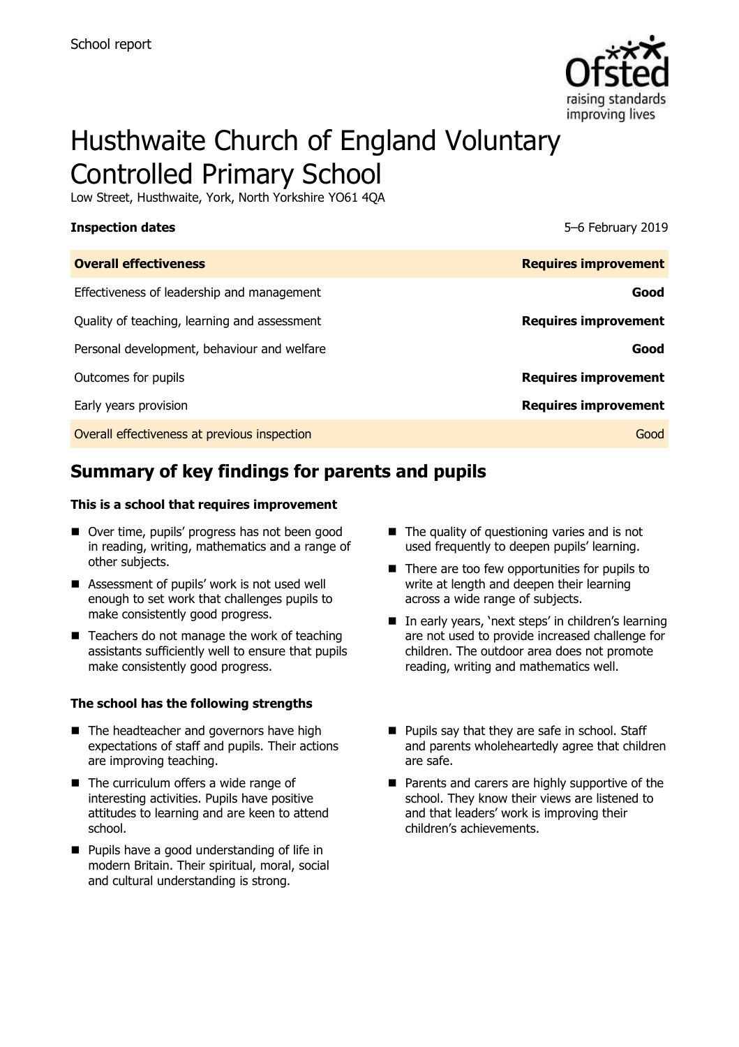School report

# Husthwaite Church of England Voluntary Controlled Primary School

Low Street, Husthwaite, York, North Yorkshire YO61 4QA

| **Inspection dates** | 5–6 February 2019 |
| --- | --- |
| **Overall effectiveness** | **Requires improvement** |
| Effectiveness of leadership and management | **Good** |
| Quality of teaching, learning and assessment | **Requires improvement** |
| Personal development, behaviour and welfare | **Good** |
| Outcomes for pupils | **Requires improvement** |
| Early years provision | **Requires improvement** |
| Overall effectiveness at previous inspection | Good |

## Summary of key findings for parents and pupils

**This is a school that requires improvement**

- Over time, pupils' progress has not been good in reading, writing, mathematics and a range of other subjects.
- Assessment of pupils' work is not used well enough to set work that challenges pupils to make consistently good progress.
- Teachers do not manage the work of teaching assistants sufficiently well to ensure that pupils make consistently good progress.
- The quality of questioning varies and is not used frequently to deepen pupils' learning.
- There are too few opportunities for pupils to write at length and deepen their learning across a wide range of subjects.
- In early years, 'next steps' in children's learning are not used to provide increased challenge for children. The outdoor area does not promote reading, writing and mathematics well.

**The school has the following strengths**

- The headteacher and governors have high expectations of staff and pupils. Their actions are improving teaching.
- The curriculum offers a wide range of interesting activities. Pupils have positive attitudes to learning and are keen to attend school.
- Pupils have a good understanding of life in modern Britain. Their spiritual, moral, social and cultural understanding is strong.
- Pupils say that they are safe in school. Staff and parents wholeheartedly agree that children are safe.
- Parents and carers are highly supportive of the school. They know their views are listened to and that leaders' work is improving their children's achievements.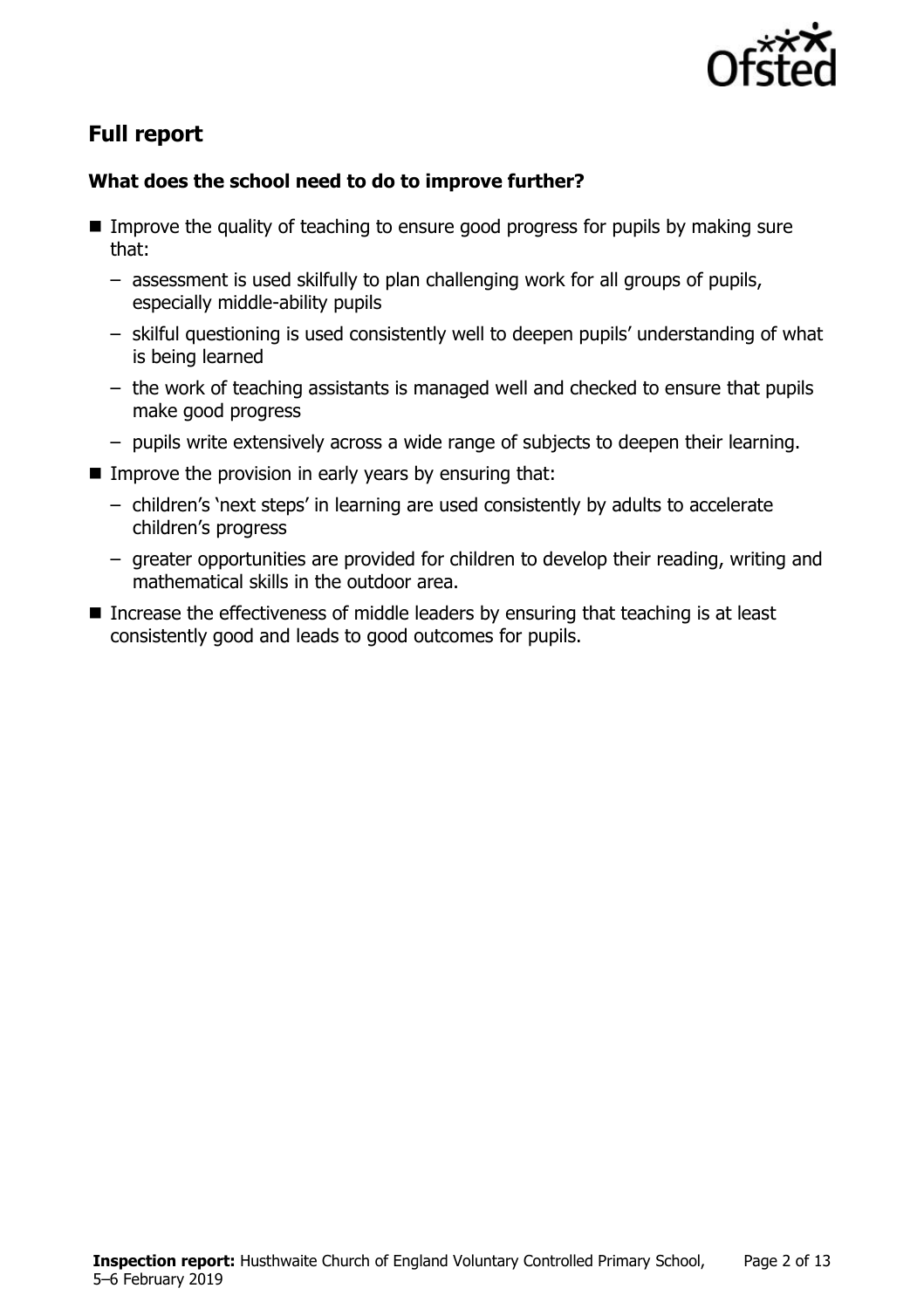## Full report

### What does the school need to do to improve further?

- Improve the quality of teaching to ensure good progress for pupils by making sure that:
  - assessment is used skilfully to plan challenging work for all groups of pupils, especially middle-ability pupils
  - skilful questioning is used consistently well to deepen pupils' understanding of what is being learned
  - the work of teaching assistants is managed well and checked to ensure that pupils make good progress
  - pupils write extensively across a wide range of subjects to deepen their learning.
- Improve the provision in early years by ensuring that:
  - children's 'next steps' in learning are used consistently by adults to accelerate children's progress
  - greater opportunities are provided for children to develop their reading, writing and mathematical skills in the outdoor area.
- Increase the effectiveness of middle leaders by ensuring that teaching is at least consistently good and leads to good outcomes for pupils.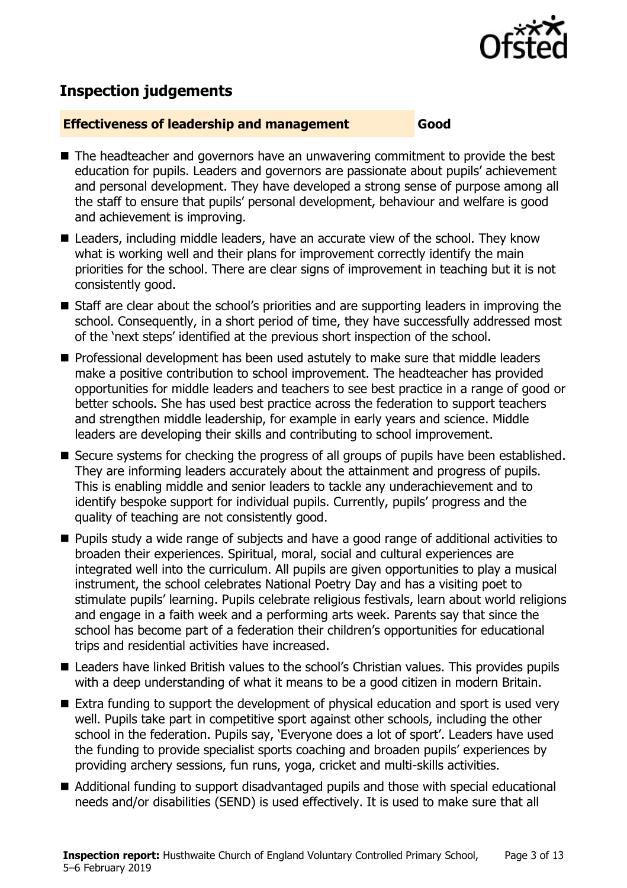## Inspection judgements

| **Effectiveness of leadership and management** | **Good** |
| --- | --- |

- The headteacher and governors have an unwavering commitment to provide the best education for pupils. Leaders and governors are passionate about pupils' achievement and personal development. They have developed a strong sense of purpose among all the staff to ensure that pupils' personal development, behaviour and welfare is good and achievement is improving.
- Leaders, including middle leaders, have an accurate view of the school. They know what is working well and their plans for improvement correctly identify the main priorities for the school. There are clear signs of improvement in teaching but it is not consistently good.
- Staff are clear about the school's priorities and are supporting leaders in improving the school. Consequently, in a short period of time, they have successfully addressed most of the 'next steps' identified at the previous short inspection of the school.
- Professional development has been used astutely to make sure that middle leaders make a positive contribution to school improvement. The headteacher has provided opportunities for middle leaders and teachers to see best practice in a range of good or better schools. She has used best practice across the federation to support teachers and strengthen middle leadership, for example in early years and science. Middle leaders are developing their skills and contributing to school improvement.
- Secure systems for checking the progress of all groups of pupils have been established. They are informing leaders accurately about the attainment and progress of pupils. This is enabling middle and senior leaders to tackle any underachievement and to identify bespoke support for individual pupils. Currently, pupils' progress and the quality of teaching are not consistently good.
- Pupils study a wide range of subjects and have a good range of additional activities to broaden their experiences. Spiritual, moral, social and cultural experiences are integrated well into the curriculum. All pupils are given opportunities to play a musical instrument, the school celebrates National Poetry Day and has a visiting poet to stimulate pupils' learning. Pupils celebrate religious festivals, learn about world religions and engage in a faith week and a performing arts week. Parents say that since the school has become part of a federation their children's opportunities for educational trips and residential activities have increased.
- Leaders have linked British values to the school's Christian values. This provides pupils with a deep understanding of what it means to be a good citizen in modern Britain.
- Extra funding to support the development of physical education and sport is used very well. Pupils take part in competitive sport against other schools, including the other school in the federation. Pupils say, 'Everyone does a lot of sport'. Leaders have used the funding to provide specialist sports coaching and broaden pupils' experiences by providing archery sessions, fun runs, yoga, cricket and multi-skills activities.
- Additional funding to support disadvantaged pupils and those with special educational needs and/or disabilities (SEND) is used effectively. It is used to make sure that all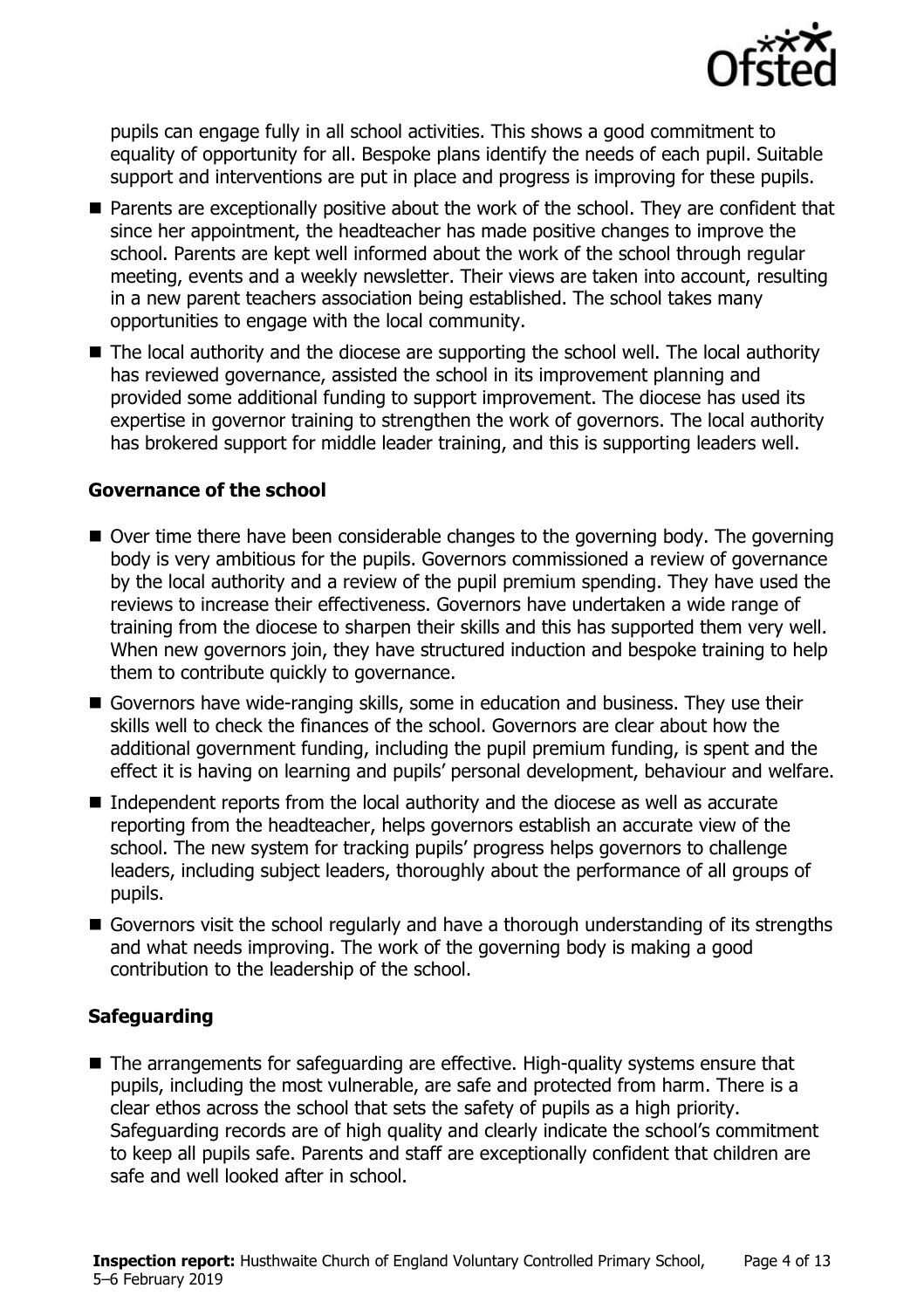pupils can engage fully in all school activities. This shows a good commitment to equality of opportunity for all. Bespoke plans identify the needs of each pupil. Suitable support and interventions are put in place and progress is improving for these pupils.

- Parents are exceptionally positive about the work of the school. They are confident that since her appointment, the headteacher has made positive changes to improve the school. Parents are kept well informed about the work of the school through regular meeting, events and a weekly newsletter. Their views are taken into account, resulting in a new parent teachers association being established. The school takes many opportunities to engage with the local community.
- The local authority and the diocese are supporting the school well. The local authority has reviewed governance, assisted the school in its improvement planning and provided some additional funding to support improvement. The diocese has used its expertise in governor training to strengthen the work of governors. The local authority has brokered support for middle leader training, and this is supporting leaders well.

### Governance of the school

- Over time there have been considerable changes to the governing body. The governing body is very ambitious for the pupils. Governors commissioned a review of governance by the local authority and a review of the pupil premium spending. They have used the reviews to increase their effectiveness. Governors have undertaken a wide range of training from the diocese to sharpen their skills and this has supported them very well. When new governors join, they have structured induction and bespoke training to help them to contribute quickly to governance.
- Governors have wide-ranging skills, some in education and business. They use their skills well to check the finances of the school. Governors are clear about how the additional government funding, including the pupil premium funding, is spent and the effect it is having on learning and pupils' personal development, behaviour and welfare.
- Independent reports from the local authority and the diocese as well as accurate reporting from the headteacher, helps governors establish an accurate view of the school. The new system for tracking pupils' progress helps governors to challenge leaders, including subject leaders, thoroughly about the performance of all groups of pupils.
- Governors visit the school regularly and have a thorough understanding of its strengths and what needs improving. The work of the governing body is making a good contribution to the leadership of the school.

### Safeguarding

- The arrangements for safeguarding are effective. High-quality systems ensure that pupils, including the most vulnerable, are safe and protected from harm. There is a clear ethos across the school that sets the safety of pupils as a high priority. Safeguarding records are of high quality and clearly indicate the school's commitment to keep all pupils safe. Parents and staff are exceptionally confident that children are safe and well looked after in school.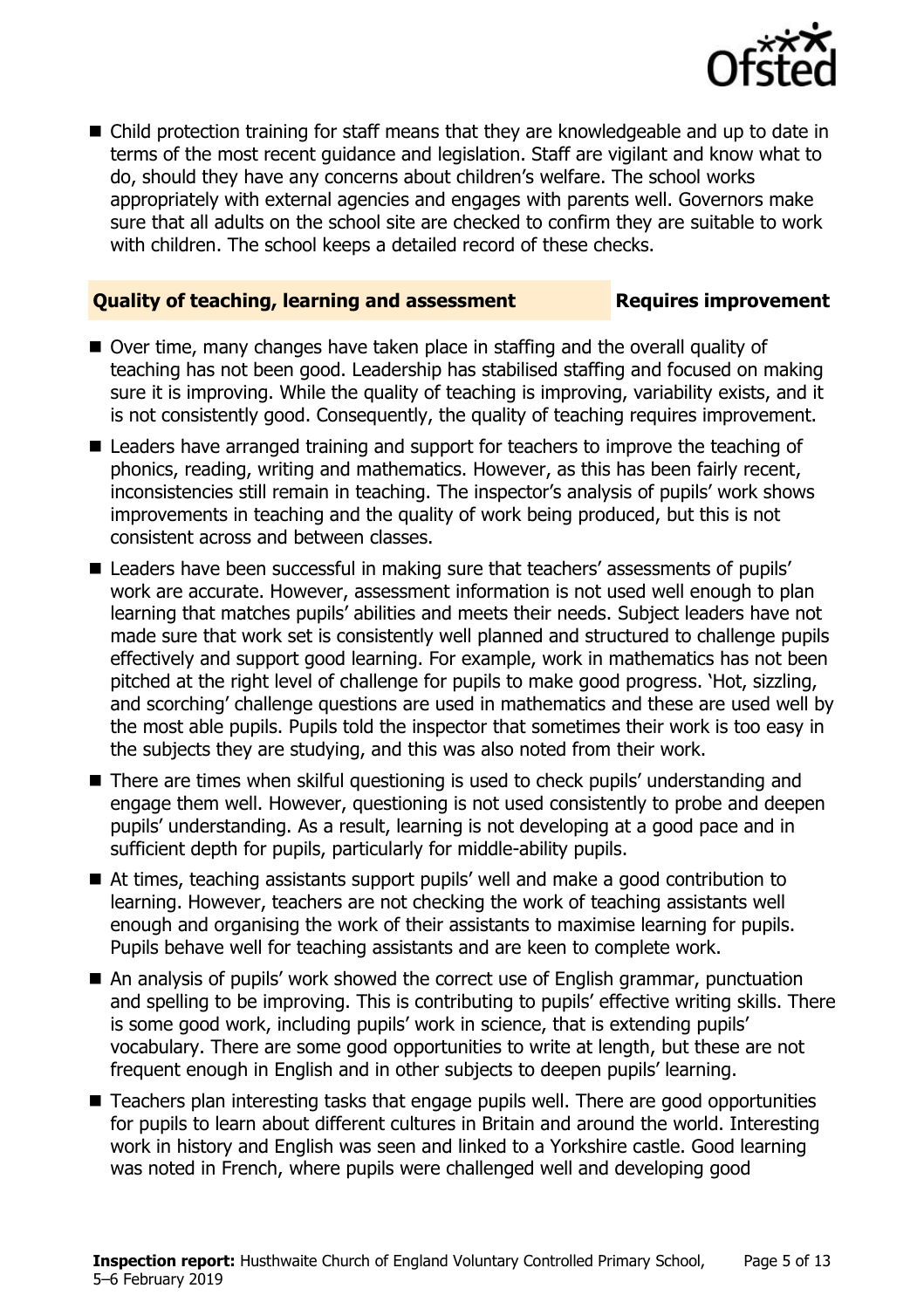- Child protection training for staff means that they are knowledgeable and up to date in terms of the most recent guidance and legislation. Staff are vigilant and know what to do, should they have any concerns about children's welfare. The school works appropriately with external agencies and engages with parents well. Governors make sure that all adults on the school site are checked to confirm they are suitable to work with children. The school keeps a detailed record of these checks.

## Quality of teaching, learning and assessment — Requires improvement

- Over time, many changes have taken place in staffing and the overall quality of teaching has not been good. Leadership has stabilised staffing and focused on making sure it is improving. While the quality of teaching is improving, variability exists, and it is not consistently good. Consequently, the quality of teaching requires improvement.
- Leaders have arranged training and support for teachers to improve the teaching of phonics, reading, writing and mathematics. However, as this has been fairly recent, inconsistencies still remain in teaching. The inspector's analysis of pupils' work shows improvements in teaching and the quality of work being produced, but this is not consistent across and between classes.
- Leaders have been successful in making sure that teachers' assessments of pupils' work are accurate. However, assessment information is not used well enough to plan learning that matches pupils' abilities and meets their needs. Subject leaders have not made sure that work set is consistently well planned and structured to challenge pupils effectively and support good learning. For example, work in mathematics has not been pitched at the right level of challenge for pupils to make good progress. 'Hot, sizzling, and scorching' challenge questions are used in mathematics and these are used well by the most able pupils. Pupils told the inspector that sometimes their work is too easy in the subjects they are studying, and this was also noted from their work.
- There are times when skilful questioning is used to check pupils' understanding and engage them well. However, questioning is not used consistently to probe and deepen pupils' understanding. As a result, learning is not developing at a good pace and in sufficient depth for pupils, particularly for middle-ability pupils.
- At times, teaching assistants support pupils' well and make a good contribution to learning. However, teachers are not checking the work of teaching assistants well enough and organising the work of their assistants to maximise learning for pupils. Pupils behave well for teaching assistants and are keen to complete work.
- An analysis of pupils' work showed the correct use of English grammar, punctuation and spelling to be improving. This is contributing to pupils' effective writing skills. There is some good work, including pupils' work in science, that is extending pupils' vocabulary. There are some good opportunities to write at length, but these are not frequent enough in English and in other subjects to deepen pupils' learning.
- Teachers plan interesting tasks that engage pupils well. There are good opportunities for pupils to learn about different cultures in Britain and around the world. Interesting work in history and English was seen and linked to a Yorkshire castle. Good learning was noted in French, where pupils were challenged well and developing good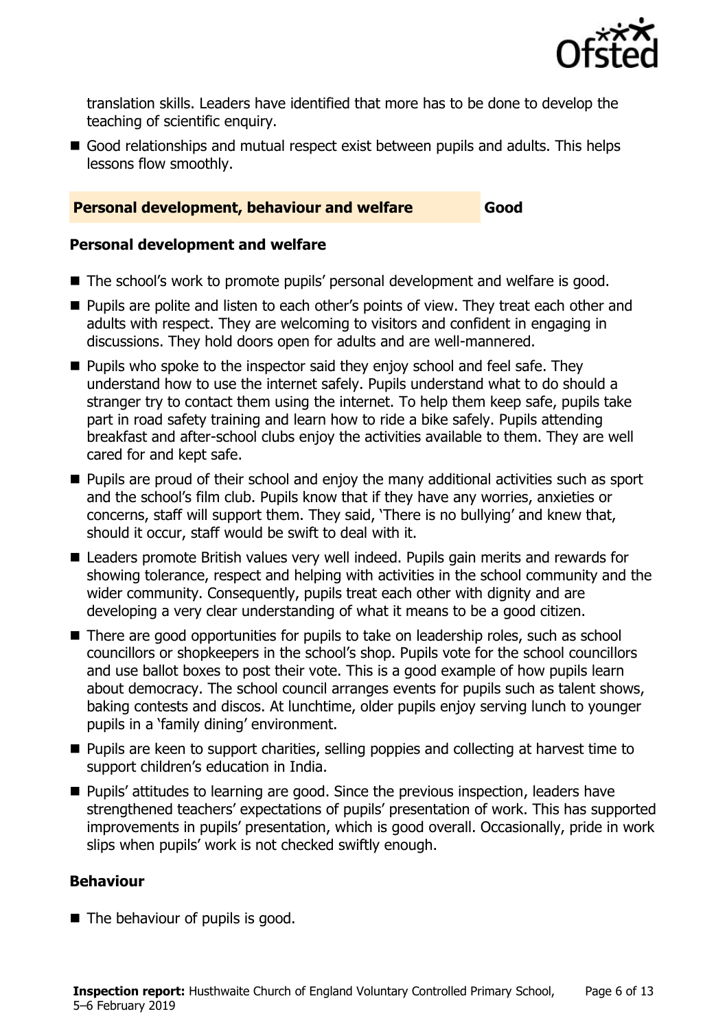translation skills. Leaders have identified that more has to be done to develop the teaching of scientific enquiry.

- Good relationships and mutual respect exist between pupils and adults. This helps lessons flow smoothly.

## Personal development, behaviour and welfare — Good

### Personal development and welfare

- The school's work to promote pupils' personal development and welfare is good.
- Pupils are polite and listen to each other's points of view. They treat each other and adults with respect. They are welcoming to visitors and confident in engaging in discussions. They hold doors open for adults and are well-mannered.
- Pupils who spoke to the inspector said they enjoy school and feel safe. They understand how to use the internet safely. Pupils understand what to do should a stranger try to contact them using the internet. To help them keep safe, pupils take part in road safety training and learn how to ride a bike safely. Pupils attending breakfast and after-school clubs enjoy the activities available to them. They are well cared for and kept safe.
- Pupils are proud of their school and enjoy the many additional activities such as sport and the school's film club. Pupils know that if they have any worries, anxieties or concerns, staff will support them. They said, 'There is no bullying' and knew that, should it occur, staff would be swift to deal with it.
- Leaders promote British values very well indeed. Pupils gain merits and rewards for showing tolerance, respect and helping with activities in the school community and the wider community. Consequently, pupils treat each other with dignity and are developing a very clear understanding of what it means to be a good citizen.
- There are good opportunities for pupils to take on leadership roles, such as school councillors or shopkeepers in the school's shop. Pupils vote for the school councillors and use ballot boxes to post their vote. This is a good example of how pupils learn about democracy. The school council arranges events for pupils such as talent shows, baking contests and discos. At lunchtime, older pupils enjoy serving lunch to younger pupils in a 'family dining' environment.
- Pupils are keen to support charities, selling poppies and collecting at harvest time to support children's education in India.
- Pupils' attitudes to learning are good. Since the previous inspection, leaders have strengthened teachers' expectations of pupils' presentation of work. This has supported improvements in pupils' presentation, which is good overall. Occasionally, pride in work slips when pupils' work is not checked swiftly enough.

### Behaviour

- The behaviour of pupils is good.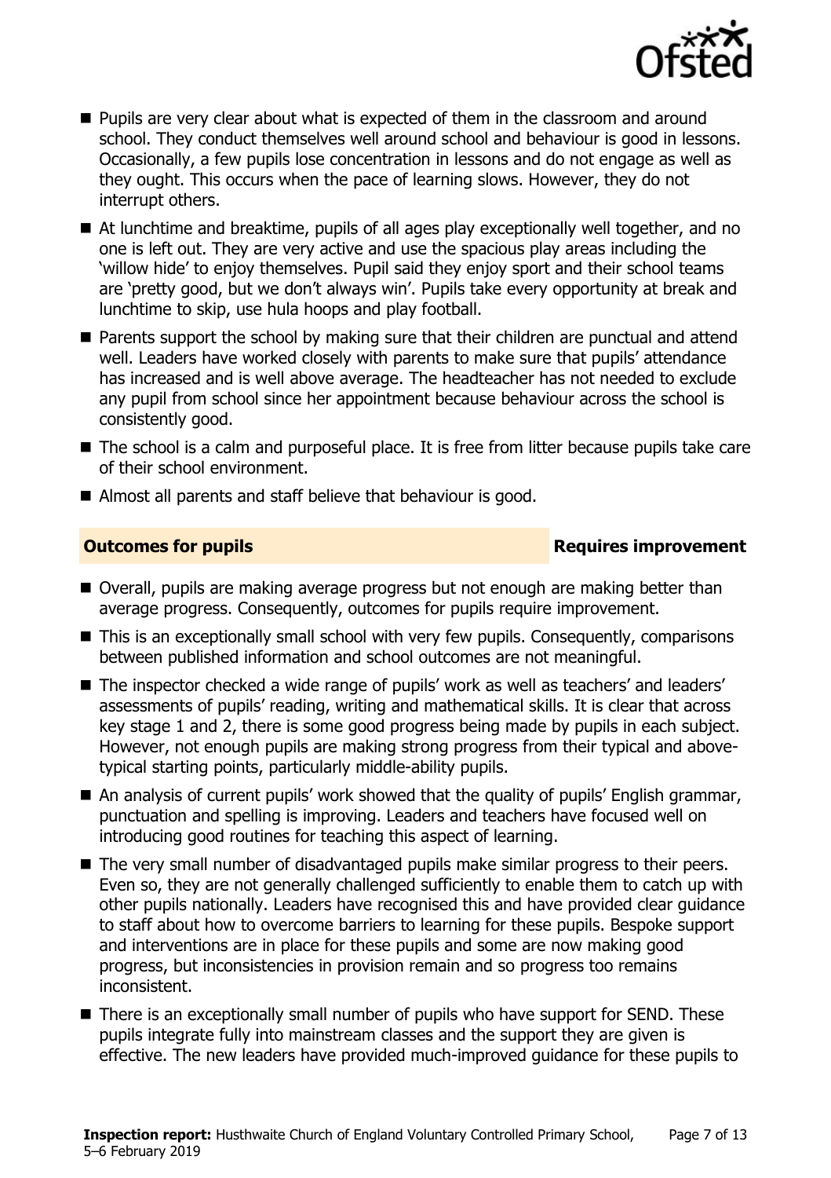- Pupils are very clear about what is expected of them in the classroom and around school. They conduct themselves well around school and behaviour is good in lessons. Occasionally, a few pupils lose concentration in lessons and do not engage as well as they ought. This occurs when the pace of learning slows. However, they do not interrupt others.
- At lunchtime and breaktime, pupils of all ages play exceptionally well together, and no one is left out. They are very active and use the spacious play areas including the 'willow hide' to enjoy themselves. Pupil said they enjoy sport and their school teams are 'pretty good, but we don't always win'. Pupils take every opportunity at break and lunchtime to skip, use hula hoops and play football.
- Parents support the school by making sure that their children are punctual and attend well. Leaders have worked closely with parents to make sure that pupils' attendance has increased and is well above average. The headteacher has not needed to exclude any pupil from school since her appointment because behaviour across the school is consistently good.
- The school is a calm and purposeful place. It is free from litter because pupils take care of their school environment.
- Almost all parents and staff believe that behaviour is good.

## Outcomes for pupils — Requires improvement

- Overall, pupils are making average progress but not enough are making better than average progress. Consequently, outcomes for pupils require improvement.
- This is an exceptionally small school with very few pupils. Consequently, comparisons between published information and school outcomes are not meaningful.
- The inspector checked a wide range of pupils' work as well as teachers' and leaders' assessments of pupils' reading, writing and mathematical skills. It is clear that across key stage 1 and 2, there is some good progress being made by pupils in each subject. However, not enough pupils are making strong progress from their typical and above-typical starting points, particularly middle-ability pupils.
- An analysis of current pupils' work showed that the quality of pupils' English grammar, punctuation and spelling is improving. Leaders and teachers have focused well on introducing good routines for teaching this aspect of learning.
- The very small number of disadvantaged pupils make similar progress to their peers. Even so, they are not generally challenged sufficiently to enable them to catch up with other pupils nationally. Leaders have recognised this and have provided clear guidance to staff about how to overcome barriers to learning for these pupils. Bespoke support and interventions are in place for these pupils and some are now making good progress, but inconsistencies in provision remain and so progress too remains inconsistent.
- There is an exceptionally small number of pupils who have support for SEND. These pupils integrate fully into mainstream classes and the support they are given is effective. The new leaders have provided much-improved guidance for these pupils to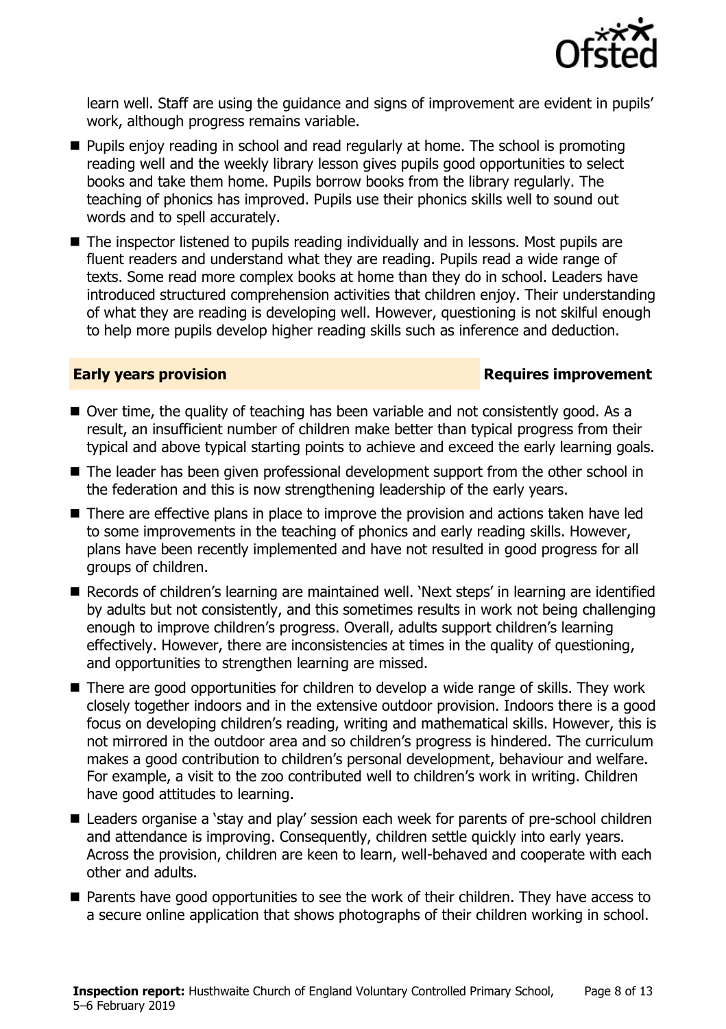learn well. Staff are using the guidance and signs of improvement are evident in pupils' work, although progress remains variable.

- Pupils enjoy reading in school and read regularly at home. The school is promoting reading well and the weekly library lesson gives pupils good opportunities to select books and take them home. Pupils borrow books from the library regularly. The teaching of phonics has improved. Pupils use their phonics skills well to sound out words and to spell accurately.
- The inspector listened to pupils reading individually and in lessons. Most pupils are fluent readers and understand what they are reading. Pupils read a wide range of texts. Some read more complex books at home than they do in school. Leaders have introduced structured comprehension activities that children enjoy. Their understanding of what they are reading is developing well. However, questioning is not skilful enough to help more pupils develop higher reading skills such as inference and deduction.

## Early years provision — Requires improvement

- Over time, the quality of teaching has been variable and not consistently good. As a result, an insufficient number of children make better than typical progress from their typical and above typical starting points to achieve and exceed the early learning goals.
- The leader has been given professional development support from the other school in the federation and this is now strengthening leadership of the early years.
- There are effective plans in place to improve the provision and actions taken have led to some improvements in the teaching of phonics and early reading skills. However, plans have been recently implemented and have not resulted in good progress for all groups of children.
- Records of children's learning are maintained well. 'Next steps' in learning are identified by adults but not consistently, and this sometimes results in work not being challenging enough to improve children's progress. Overall, adults support children's learning effectively. However, there are inconsistencies at times in the quality of questioning, and opportunities to strengthen learning are missed.
- There are good opportunities for children to develop a wide range of skills. They work closely together indoors and in the extensive outdoor provision. Indoors there is a good focus on developing children's reading, writing and mathematical skills. However, this is not mirrored in the outdoor area and so children's progress is hindered. The curriculum makes a good contribution to children's personal development, behaviour and welfare. For example, a visit to the zoo contributed well to children's work in writing. Children have good attitudes to learning.
- Leaders organise a 'stay and play' session each week for parents of pre-school children and attendance is improving. Consequently, children settle quickly into early years. Across the provision, children are keen to learn, well-behaved and cooperate with each other and adults.
- Parents have good opportunities to see the work of their children. They have access to a secure online application that shows photographs of their children working in school.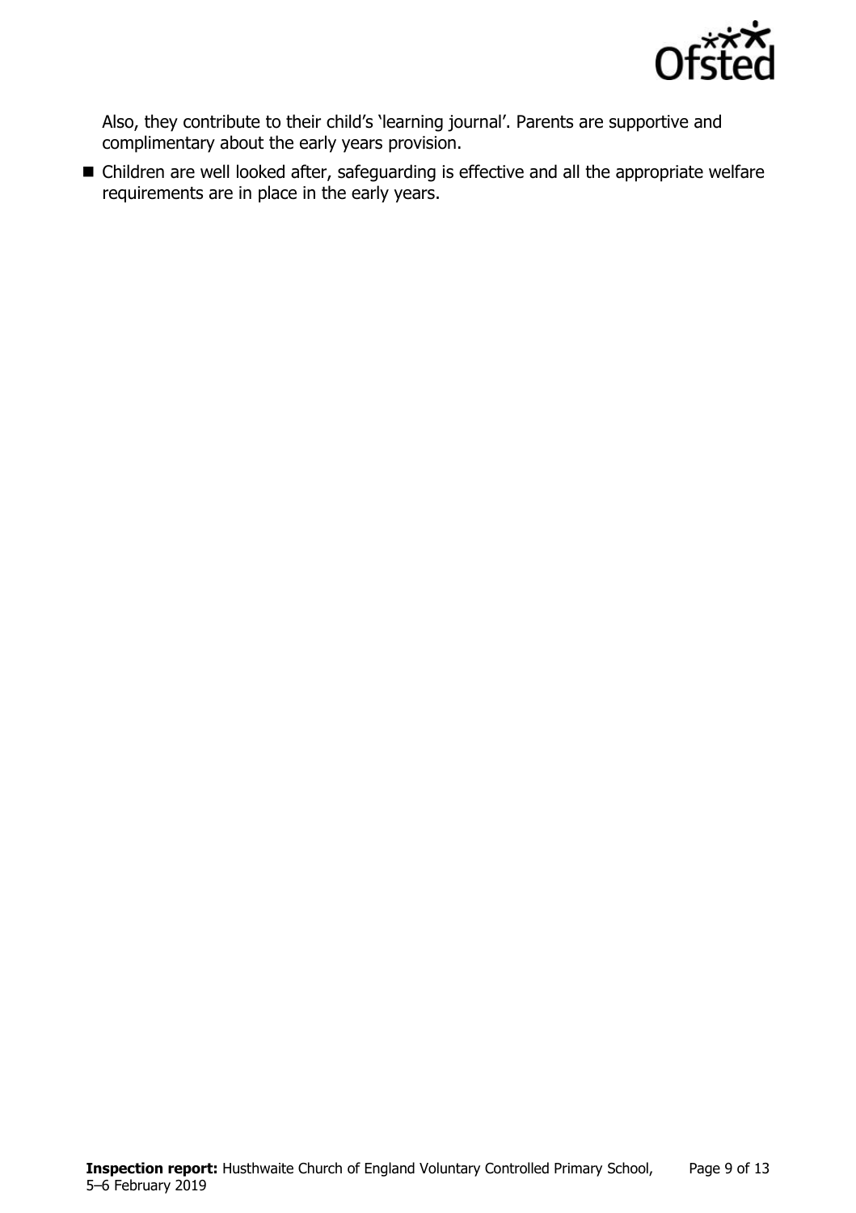Also, they contribute to their child's 'learning journal'. Parents are supportive and complimentary about the early years provision.

- Children are well looked after, safeguarding is effective and all the appropriate welfare requirements are in place in the early years.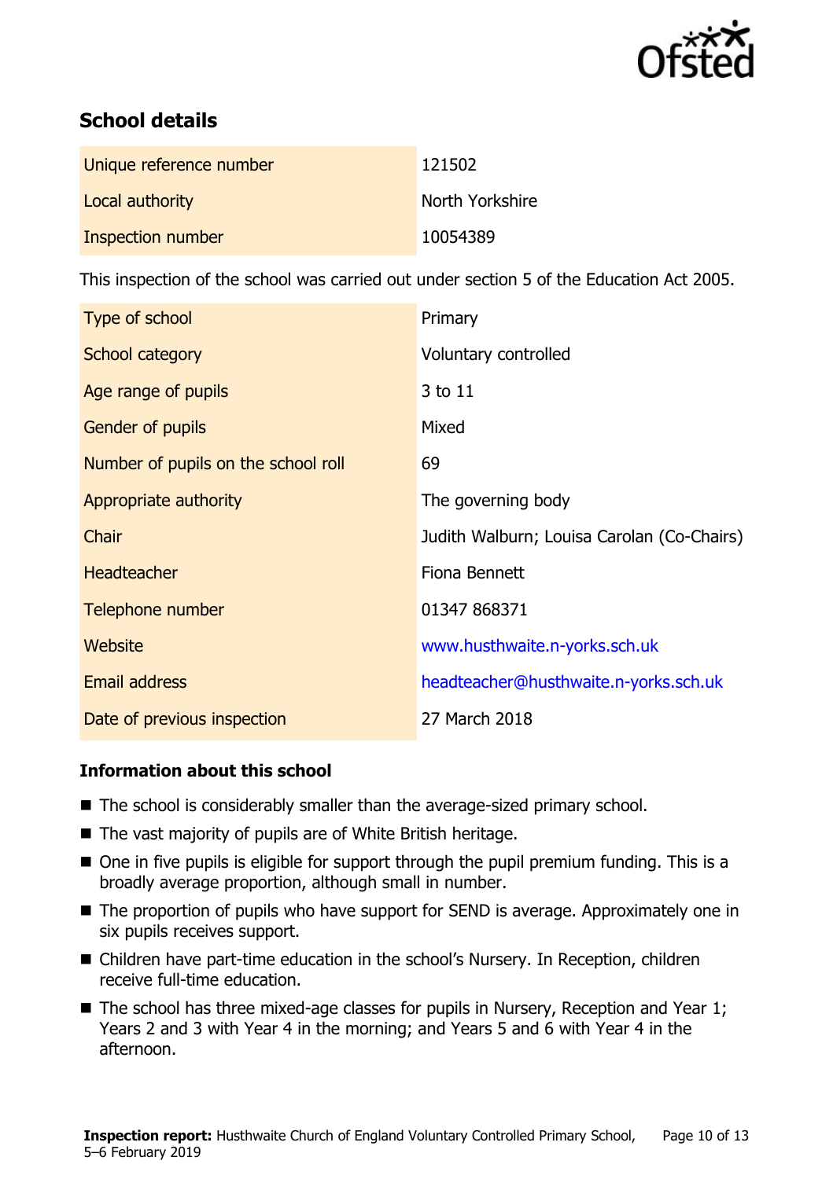## School details

| | |
|---|---|
| Unique reference number | 121502 |
| Local authority | North Yorkshire |
| Inspection number | 10054389 |

This inspection of the school was carried out under section 5 of the Education Act 2005.

| | |
|---|---|
| Type of school | Primary |
| School category | Voluntary controlled |
| Age range of pupils | 3 to 11 |
| Gender of pupils | Mixed |
| Number of pupils on the school roll | 69 |
| Appropriate authority | The governing body |
| Chair | Judith Walburn; Louisa Carolan (Co-Chairs) |
| Headteacher | Fiona Bennett |
| Telephone number | 01347 868371 |
| Website | www.husthwaite.n-yorks.sch.uk |
| Email address | headteacher@husthwaite.n-yorks.sch.uk |
| Date of previous inspection | 27 March 2018 |

### Information about this school

- The school is considerably smaller than the average-sized primary school.
- The vast majority of pupils are of White British heritage.
- One in five pupils is eligible for support through the pupil premium funding. This is a broadly average proportion, although small in number.
- The proportion of pupils who have support for SEND is average. Approximately one in six pupils receives support.
- Children have part-time education in the school's Nursery. In Reception, children receive full-time education.
- The school has three mixed-age classes for pupils in Nursery, Reception and Year 1; Years 2 and 3 with Year 4 in the morning; and Years 5 and 6 with Year 4 in the afternoon.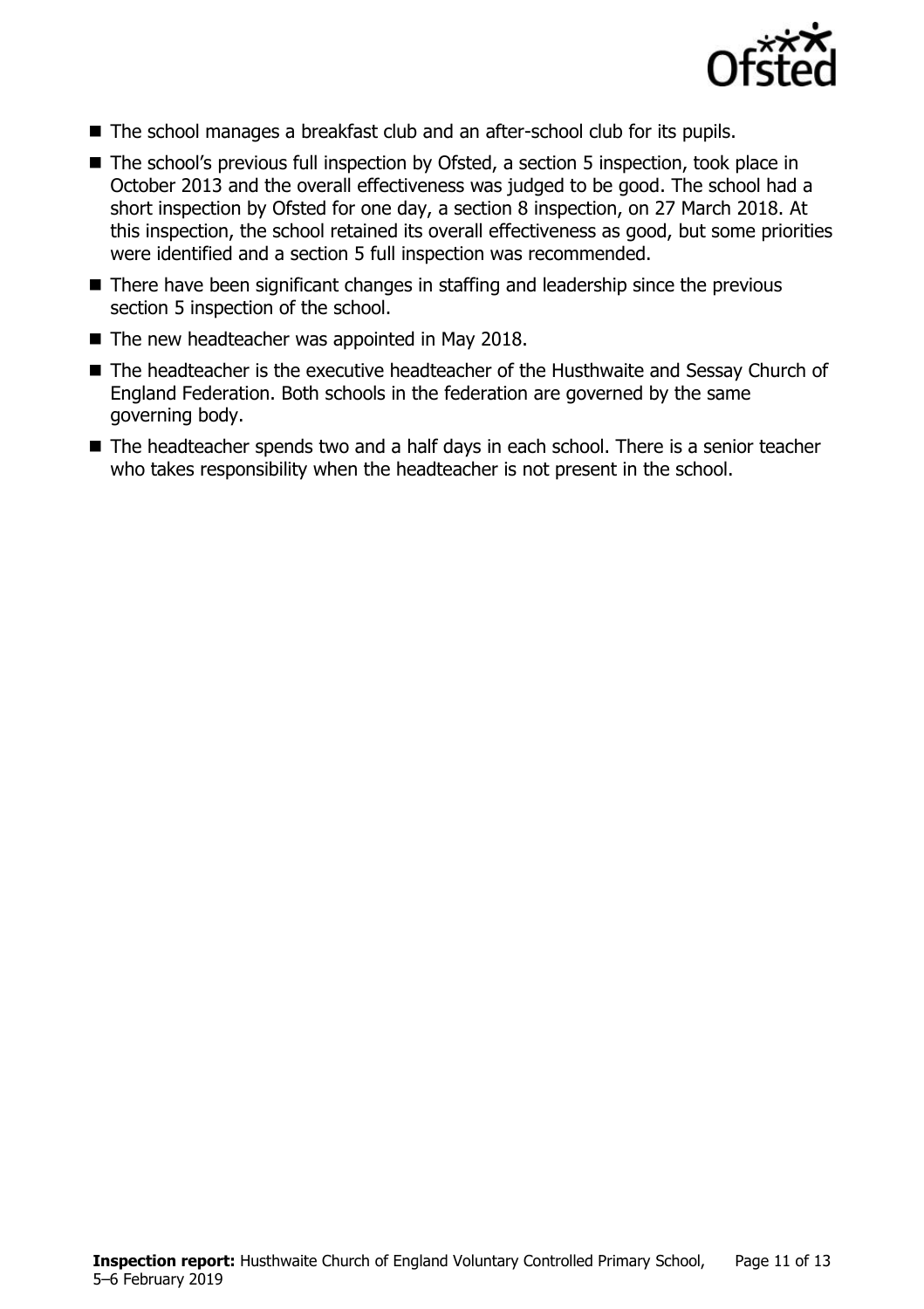- The school manages a breakfast club and an after-school club for its pupils.
- The school's previous full inspection by Ofsted, a section 5 inspection, took place in October 2013 and the overall effectiveness was judged to be good. The school had a short inspection by Ofsted for one day, a section 8 inspection, on 27 March 2018. At this inspection, the school retained its overall effectiveness as good, but some priorities were identified and a section 5 full inspection was recommended.
- There have been significant changes in staffing and leadership since the previous section 5 inspection of the school.
- The new headteacher was appointed in May 2018.
- The headteacher is the executive headteacher of the Husthwaite and Sessay Church of England Federation. Both schools in the federation are governed by the same governing body.
- The headteacher spends two and a half days in each school. There is a senior teacher who takes responsibility when the headteacher is not present in the school.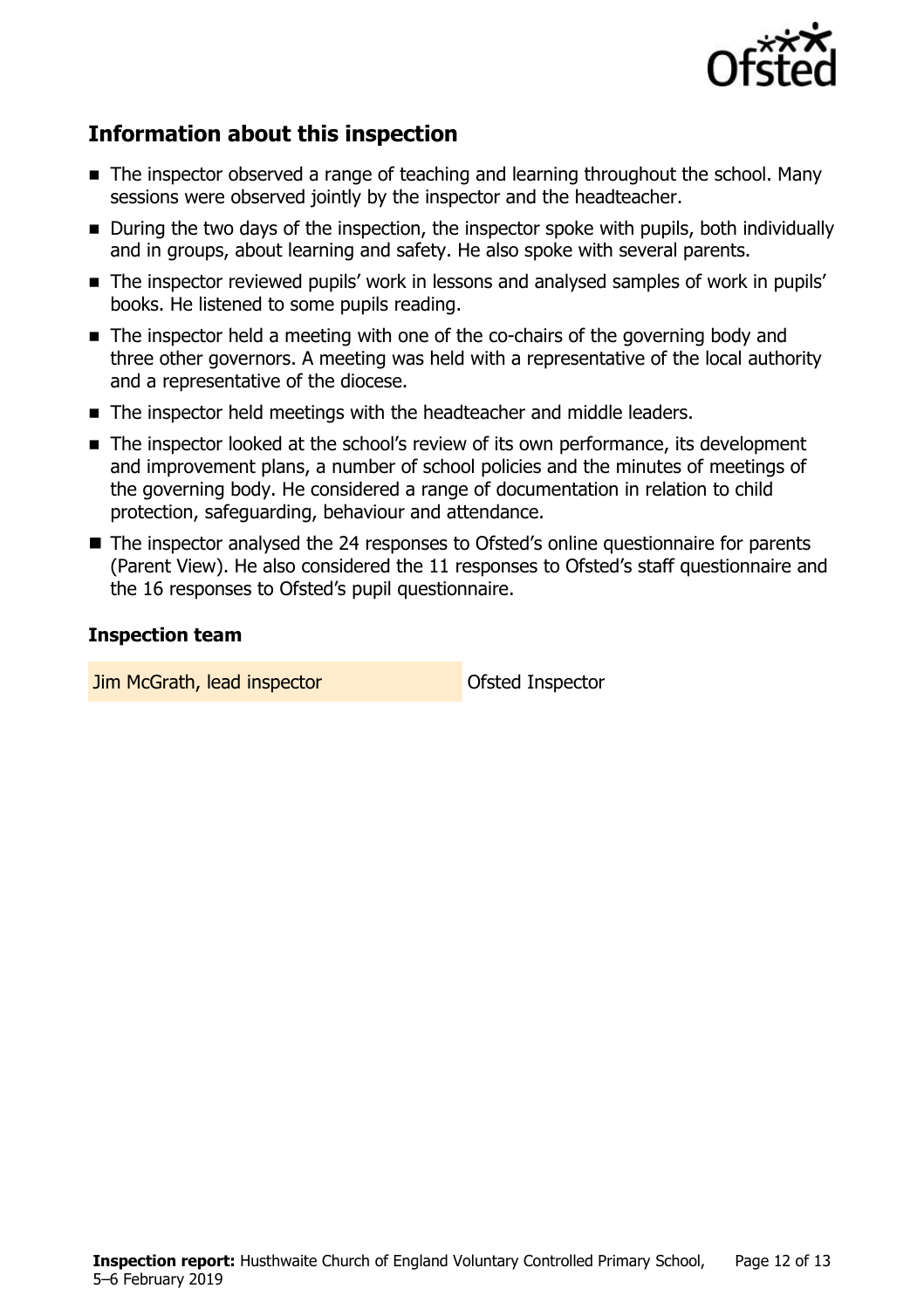## Information about this inspection

- The inspector observed a range of teaching and learning throughout the school. Many sessions were observed jointly by the inspector and the headteacher.
- During the two days of the inspection, the inspector spoke with pupils, both individually and in groups, about learning and safety. He also spoke with several parents.
- The inspector reviewed pupils' work in lessons and analysed samples of work in pupils' books. He listened to some pupils reading.
- The inspector held a meeting with one of the co-chairs of the governing body and three other governors. A meeting was held with a representative of the local authority and a representative of the diocese.
- The inspector held meetings with the headteacher and middle leaders.
- The inspector looked at the school's review of its own performance, its development and improvement plans, a number of school policies and the minutes of meetings of the governing body. He considered a range of documentation in relation to child protection, safeguarding, behaviour and attendance.
- The inspector analysed the 24 responses to Ofsted's online questionnaire for parents (Parent View). He also considered the 11 responses to Ofsted's staff questionnaire and the 16 responses to Ofsted's pupil questionnaire.

### Inspection team

| | |
|---|---|
| Jim McGrath, lead inspector | Ofsted Inspector |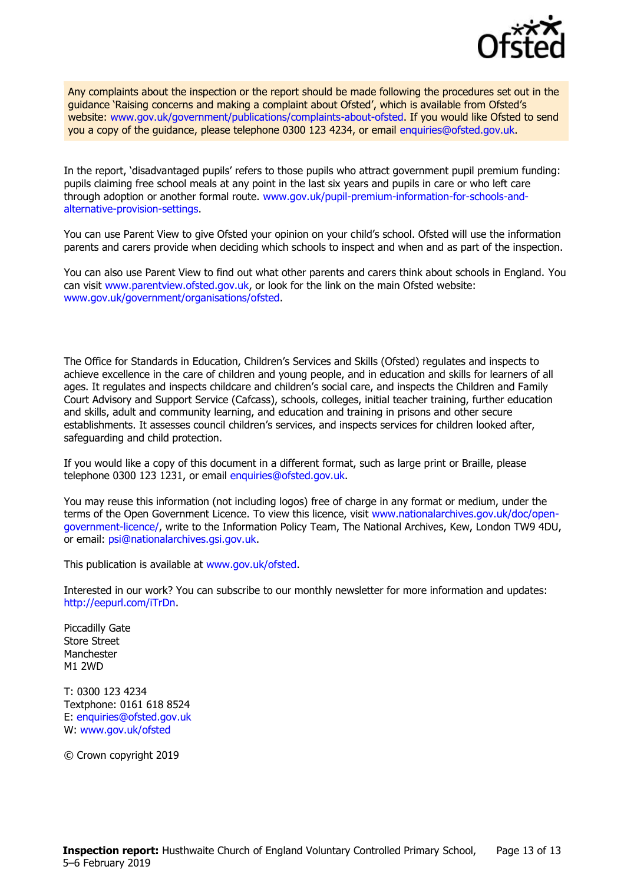Any complaints about the inspection or the report should be made following the procedures set out in the guidance 'Raising concerns and making a complaint about Ofsted', which is available from Ofsted's website: www.gov.uk/government/publications/complaints-about-ofsted. If you would like Ofsted to send you a copy of the guidance, please telephone 0300 123 4234, or email enquiries@ofsted.gov.uk.

In the report, 'disadvantaged pupils' refers to those pupils who attract government pupil premium funding: pupils claiming free school meals at any point in the last six years and pupils in care or who left care through adoption or another formal route. www.gov.uk/pupil-premium-information-for-schools-and-alternative-provision-settings.

You can use Parent View to give Ofsted your opinion on your child's school. Ofsted will use the information parents and carers provide when deciding which schools to inspect and when and as part of the inspection.

You can also use Parent View to find out what other parents and carers think about schools in England. You can visit www.parentview.ofsted.gov.uk, or look for the link on the main Ofsted website: www.gov.uk/government/organisations/ofsted.

The Office for Standards in Education, Children's Services and Skills (Ofsted) regulates and inspects to achieve excellence in the care of children and young people, and in education and skills for learners of all ages. It regulates and inspects childcare and children's social care, and inspects the Children and Family Court Advisory and Support Service (Cafcass), schools, colleges, initial teacher training, further education and skills, adult and community learning, and education and training in prisons and other secure establishments. It assesses council children's services, and inspects services for children looked after, safeguarding and child protection.

If you would like a copy of this document in a different format, such as large print or Braille, please telephone 0300 123 1231, or email enquiries@ofsted.gov.uk.

You may reuse this information (not including logos) free of charge in any format or medium, under the terms of the Open Government Licence. To view this licence, visit www.nationalarchives.gov.uk/doc/open-government-licence/, write to the Information Policy Team, The National Archives, Kew, London TW9 4DU, or email: psi@nationalarchives.gsi.gov.uk.

This publication is available at www.gov.uk/ofsted.

Interested in our work? You can subscribe to our monthly newsletter for more information and updates: http://eepurl.com/iTrDn.

Piccadilly Gate  
Store Street  
Manchester  
M1 2WD

T: 0300 123 4234  
Textphone: 0161 618 8524  
E: enquiries@ofsted.gov.uk  
W: www.gov.uk/ofsted

© Crown copyright 2019